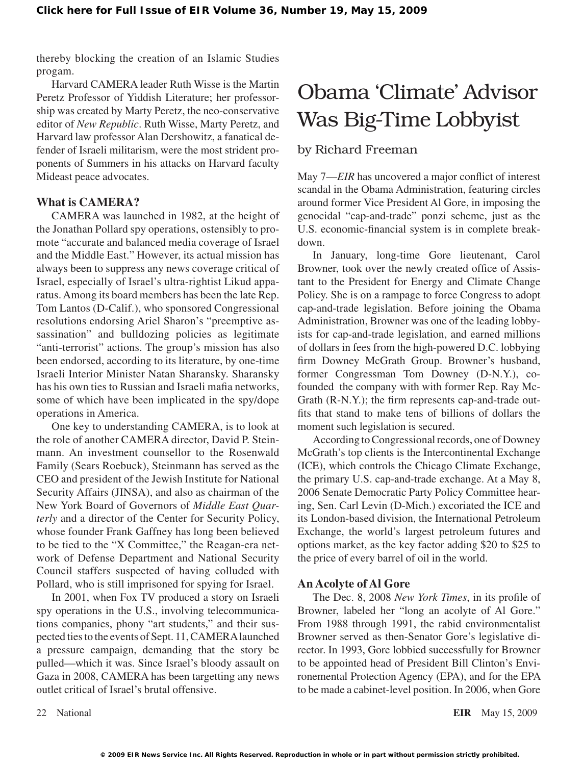thereby blocking the creation of an Islamic Studies progam.

Harvard CAMERA leader Ruth Wisse is the Martin Peretz Professor of Yiddish Literature; her professorship was created by Marty Peretz, the neo-conservative editor of *New Republic*. Ruth Wisse, Marty Peretz, and Harvard law professor Alan Dershowitz, a fanatical defender of Israeli militarism, were the most strident proponents of Summers in his attacks on Harvard faculty Mideast peace advocates.

### What is CAMERA?

CAMERA was launched in 1982, at the height of the Jonathan Pollard spy operations, ostensibly to promote "accurate and balanced media coverage of Israel and the Middle East." However, its actual mission has always been to suppress any news coverage critical of Israel, especially of Israel's ultra-rightist Likud apparatus. Among its board members has been the late Rep. Tom Lantos (D-Calif.), who sponsored Congressional resolutions endorsing Ariel Sharon's "preemptive assassination" and bulldozing policies as legitimate "anti-terrorist" actions. The group's mission has also been endorsed, according to its literature, by one-time Israeli Interior Minister Natan Sharansky. Sharansky has his own ties to Russian and Israeli mafia networks, some of which have been implicated in the spy/dope operations in America.

One key to understanding CAMERA, is to look at the role of another CAMERA director, David P. Steinmann. An investment counsellor to the Rosenwald Family (Sears Roebuck), Steinmann has served as the CEO and president of the Jewish Institute for National Security Affairs (JINSA), and also as chairman of the New York Board of Governors of *Middle East Quarterly* and a director of the Center for Security Policy, whose founder Frank Gaffney has long been believed to be tied to the "X Committee," the Reagan-era network of Defense Department and National Security Council staffers suspected of having colluded with Pollard, who is still imprisoned for spying for Israel.

In 2001, when Fox TV produced a story on Israeli spy operations in the U.S., involving telecommunications companies, phony "art students," and their suspected ties to the events of Sept. 11, CAMERA launched a pressure campaign, demanding that the story be pulled—which it was. Since Israel's bloody assault on Gaza in 2008, CAMERA has been targetting any news outlet critical of Israel's brutal offensive.

# Obama 'Climate' Advisor Was Big-Time Lobbyist

by Richard Freeman

May 7—*EIR* has uncovered a major conflict of interest scandal in the Obama Administration, featuring circles around former Vice President Al Gore, in imposing the genocidal "cap-and-trade" ponzi scheme, just as the U.S. economic-financial system is in complete breakdown.

In January, long-time Gore lieutenant, Carol Browner, took over the newly created office of Assistant to the President for Energy and Climate Change Policy. She is on a rampage to force Congress to adopt cap-and-trade legislation. Before joining the Obama Administration, Browner was one of the leading lobbyists for cap-and-trade legislation, and earned millions of dollars in fees from the high-powered D.C. lobbying firm Downey McGrath Group. Browner's husband, former Congressman Tom Downey (D-N.Y.), cofounded the company with with former Rep. Ray McGrath (R-N.Y.); the firm represents cap-and-trade outfits that stand to make tens of billions of dollars the moment such legislation is secured.

According to Congressional records, one of Downey McGrath's top clients is the Intercontinental Exchange (ICE), which controls the Chicago Climate Exchange, the primary U.S. cap-and-trade exchange. At a May 8, 2006 Senate Democratic Party Policy Committee hearing, Sen. Carl Levin (D-Mich.) excoriated the ICE and its London-based division, the International Petroleum Exchange, the world's largest petroleum futures and options market, as the key factor adding $20 to $25 to the price of every barrel of oil in the world.

### An Acolyte of Al Gore

The Dec. 8, 2008 *New York Times*, in its profile of Browner, labeled her "long an acolyte of Al Gore." From 1988 through 1991, the rabid environmentalist Browner served as then-Senator Gore's legislative director. In 1993, Gore lobbied successfully for Browner to be appointed head of President Bill Clinton's Environmental Protection Agency (EPA), and for the EPA to be made a cabinet-level position. In 2006, when Gore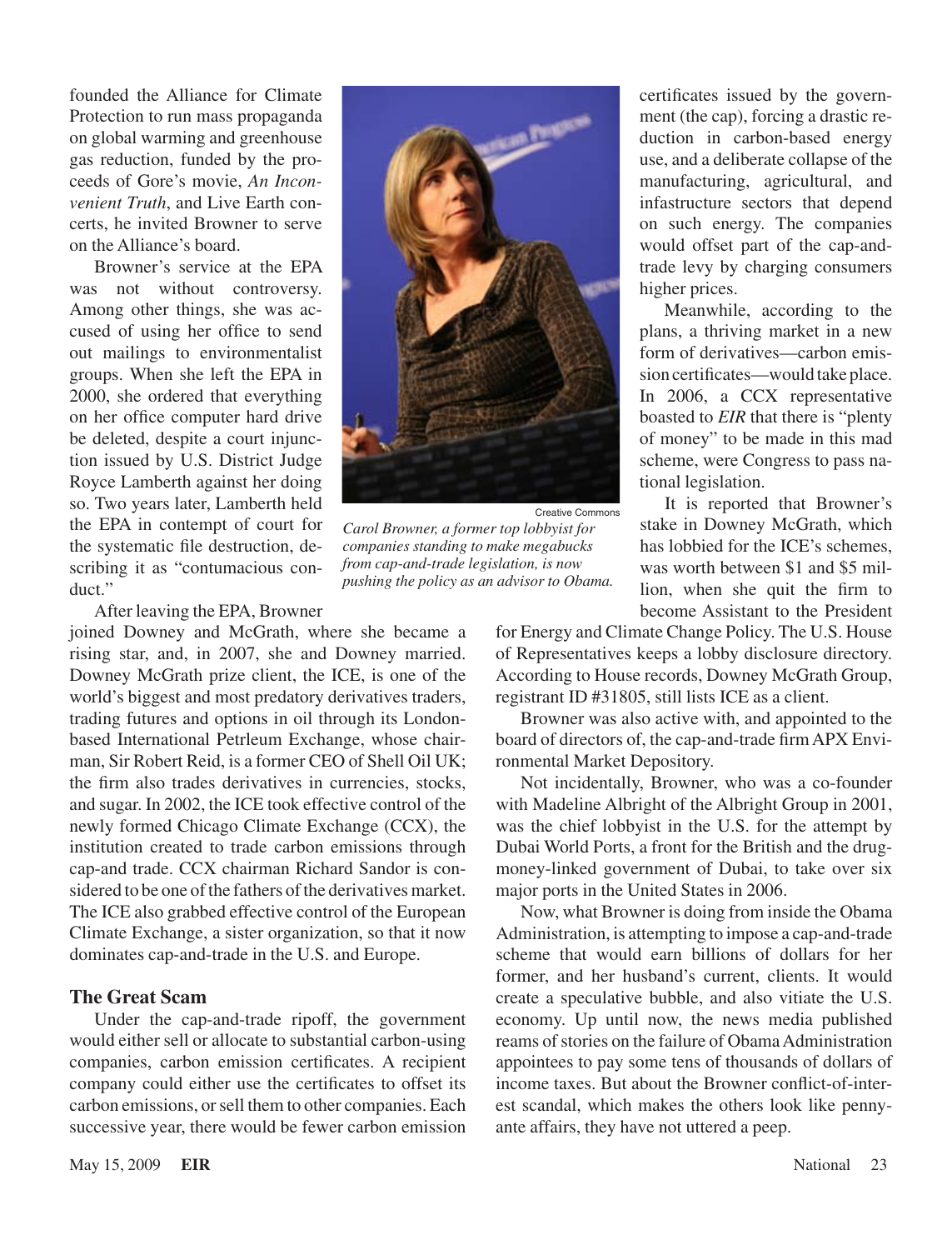founded the Alliance for Climate Protection to run mass propaganda on global warming and greenhouse gas reduction, funded by the proceeds of Gore's movie, *An Inconvenient Truth*, and Live Earth concerts, he invited Browner to serve on the Alliance's board.

Browner's service at the EPA was not without controversy. Among other things, she was accused of using her office to send out mailings to environmentalist groups. When she left the EPA in 2000, she ordered that everything on her office computer hard drive be deleted, despite a court injunction issued by U.S. District Judge Royce Lamberth against her doing so. Two years later, Lamberth held the EPA in contempt of court for the systematic file destruction, describing it as "contumacious conduct."

After leaving the EPA, Browner joined Downey and McGrath, where she became a rising star, and, in 2007, she and Downey married. Downey McGrath prize client, the ICE, is one of the world's biggest and most predatory derivatives traders, trading futures and options in oil through its London-based International Petrleum Exchange, whose chairman, Sir Robert Reid, is a former CEO of Shell Oil UK; the firm also trades derivatives in currencies, stocks, and sugar. In 2002, the ICE took effective control of the newly formed Chicago Climate Exchange (CCX), the institution created to trade carbon emissions through cap-and trade. CCX chairman Richard Sandor is considered to be one of the fathers of the derivatives market. The ICE also grabbed effective control of the European Climate Exchange, a sister organization, so that it now dominates cap-and-trade in the U.S. and Europe.

Creative Commons

*Carol Browner, a former top lobbyist for companies standing to make megabucks from cap-and-trade legislation, is now pushing the policy as an advisor to Obama.*

## The Great Scam

Under the cap-and-trade ripoff, the government would either sell or allocate to substantial carbon-using companies, carbon emission certificates. A recipient company could either use the certificates to offset its carbon emissions, or sell them to other companies. Each successive year, there would be fewer carbon emission certificates issued by the government (the cap), forcing a drastic reduction in carbon-based energy use, and a deliberate collapse of the manufacturing, agricultural, and infastructure sectors that depend on such energy. The companies would offset part of the cap-and-trade levy by charging consumers higher prices.

Meanwhile, according to the plans, a thriving market in a new form of derivatives—carbon emission certificates—would take place. In 2006, a CCX representative boasted to *EIR* that there is "plenty of money" to be made in this mad scheme, were Congress to pass national legislation.

It is reported that Browner's stake in Downey McGrath, which has lobbied for the ICE's schemes, was worth between $1 and $5 million, when she quit the firm to become Assistant to the President for Energy and Climate Change Policy. The U.S. House of Representatives keeps a lobby disclosure directory. According to House records, Downey McGrath Group, registrant ID #31805, still lists ICE as a client.

Browner was also active with, and appointed to the board of directors of, the cap-and-trade firm APX Environmental Market Depository.

Not incidentally, Browner, who was a co-founder with Madeline Albright of the Albright Group in 2001, was the chief lobbyist in the U.S. for the attempt by Dubai World Ports, a front for the British and the drug-money-linked government of Dubai, to take over six major ports in the United States in 2006.

Now, what Browner is doing from inside the Obama Administration, is attempting to impose a cap-and-trade scheme that would earn billions of dollars for her former, and her husband's current, clients. It would create a speculative bubble, and also vitiate the U.S. economy. Up until now, the news media published reams of stories on the failure of Obama Administration appointees to pay some tens of thousands of dollars of income taxes. But about the Browner conflict-of-interest scandal, which makes the others look like penny-ante affairs, they have not uttered a peep.